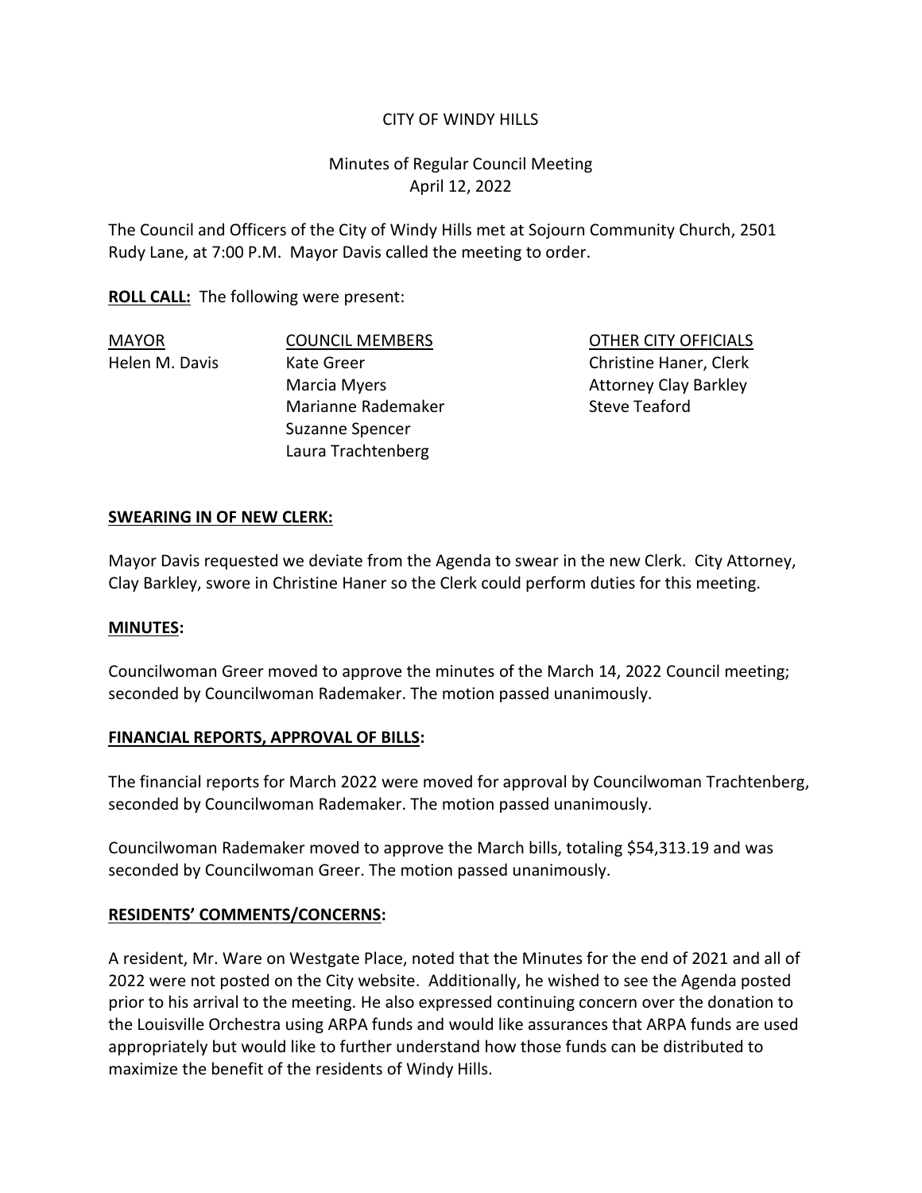CITY OF WINDY HILLS

Minutes of Regular Council Meeting
April 12, 2022

The Council and Officers of the City of Windy Hills met at Sojourn Community Church, 2501 Rudy Lane, at 7:00 P.M. Mayor Davis called the meeting to order.

**ROLL CALL:** The following were present:

| MAYOR | COUNCIL MEMBERS | OTHER CITY OFFICIALS |
|---|---|---|
| Helen M. Davis | Kate Greer | Christine Haner, Clerk |
| | Marcia Myers | Attorney Clay Barkley |
| | Marianne Rademaker | Steve Teaford |
| | Suzanne Spencer | |
| | Laura Trachtenberg | |

**SWEARING IN OF NEW CLERK:**

Mayor Davis requested we deviate from the Agenda to swear in the new Clerk. City Attorney, Clay Barkley, swore in Christine Haner so the Clerk could perform duties for this meeting.

**MINUTES:**

Councilwoman Greer moved to approve the minutes of the March 14, 2022 Council meeting; seconded by Councilwoman Rademaker. The motion passed unanimously.

**FINANCIAL REPORTS, APPROVAL OF BILLS:**

The financial reports for March 2022 were moved for approval by Councilwoman Trachtenberg, seconded by Councilwoman Rademaker. The motion passed unanimously.

Councilwoman Rademaker moved to approve the March bills, totaling $54,313.19 and was seconded by Councilwoman Greer. The motion passed unanimously.

**RESIDENTS' COMMENTS/CONCERNS:**

A resident, Mr. Ware on Westgate Place, noted that the Minutes for the end of 2021 and all of 2022 were not posted on the City website. Additionally, he wished to see the Agenda posted prior to his arrival to the meeting. He also expressed continuing concern over the donation to the Louisville Orchestra using ARPA funds and would like assurances that ARPA funds are used appropriately but would like to further understand how those funds can be distributed to maximize the benefit of the residents of Windy Hills.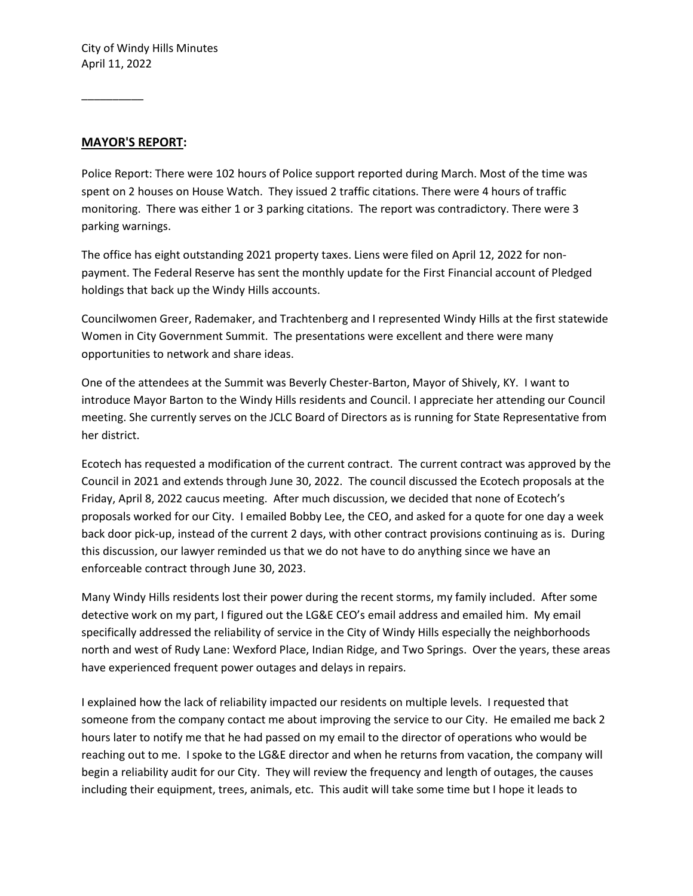## MAYOR'S REPORT:

Police Report: There were 102 hours of Police support reported during March. Most of the time was spent on 2 houses on House Watch. They issued 2 traffic citations. There were 4 hours of traffic monitoring. There was either 1 or 3 parking citations. The report was contradictory. There were 3 parking warnings.

The office has eight outstanding 2021 property taxes. Liens were filed on April 12, 2022 for non-payment. The Federal Reserve has sent the monthly update for the First Financial account of Pledged holdings that back up the Windy Hills accounts.

Councilwomen Greer, Rademaker, and Trachtenberg and I represented Windy Hills at the first statewide Women in City Government Summit. The presentations were excellent and there were many opportunities to network and share ideas.

One of the attendees at the Summit was Beverly Chester-Barton, Mayor of Shively, KY. I want to introduce Mayor Barton to the Windy Hills residents and Council. I appreciate her attending our Council meeting. She currently serves on the JCLC Board of Directors as is running for State Representative from her district.

Ecotech has requested a modification of the current contract. The current contract was approved by the Council in 2021 and extends through June 30, 2022. The council discussed the Ecotech proposals at the Friday, April 8, 2022 caucus meeting. After much discussion, we decided that none of Ecotech's proposals worked for our City. I emailed Bobby Lee, the CEO, and asked for a quote for one day a week back door pick-up, instead of the current 2 days, with other contract provisions continuing as is. During this discussion, our lawyer reminded us that we do not have to do anything since we have an enforceable contract through June 30, 2023.

Many Windy Hills residents lost their power during the recent storms, my family included. After some detective work on my part, I figured out the LG&E CEO's email address and emailed him. My email specifically addressed the reliability of service in the City of Windy Hills especially the neighborhoods north and west of Rudy Lane: Wexford Place, Indian Ridge, and Two Springs. Over the years, these areas have experienced frequent power outages and delays in repairs.

I explained how the lack of reliability impacted our residents on multiple levels. I requested that someone from the company contact me about improving the service to our City. He emailed me back 2 hours later to notify me that he had passed on my email to the director of operations who would be reaching out to me. I spoke to the LG&E director and when he returns from vacation, the company will begin a reliability audit for our City. They will review the frequency and length of outages, the causes including their equipment, trees, animals, etc. This audit will take some time but I hope it leads to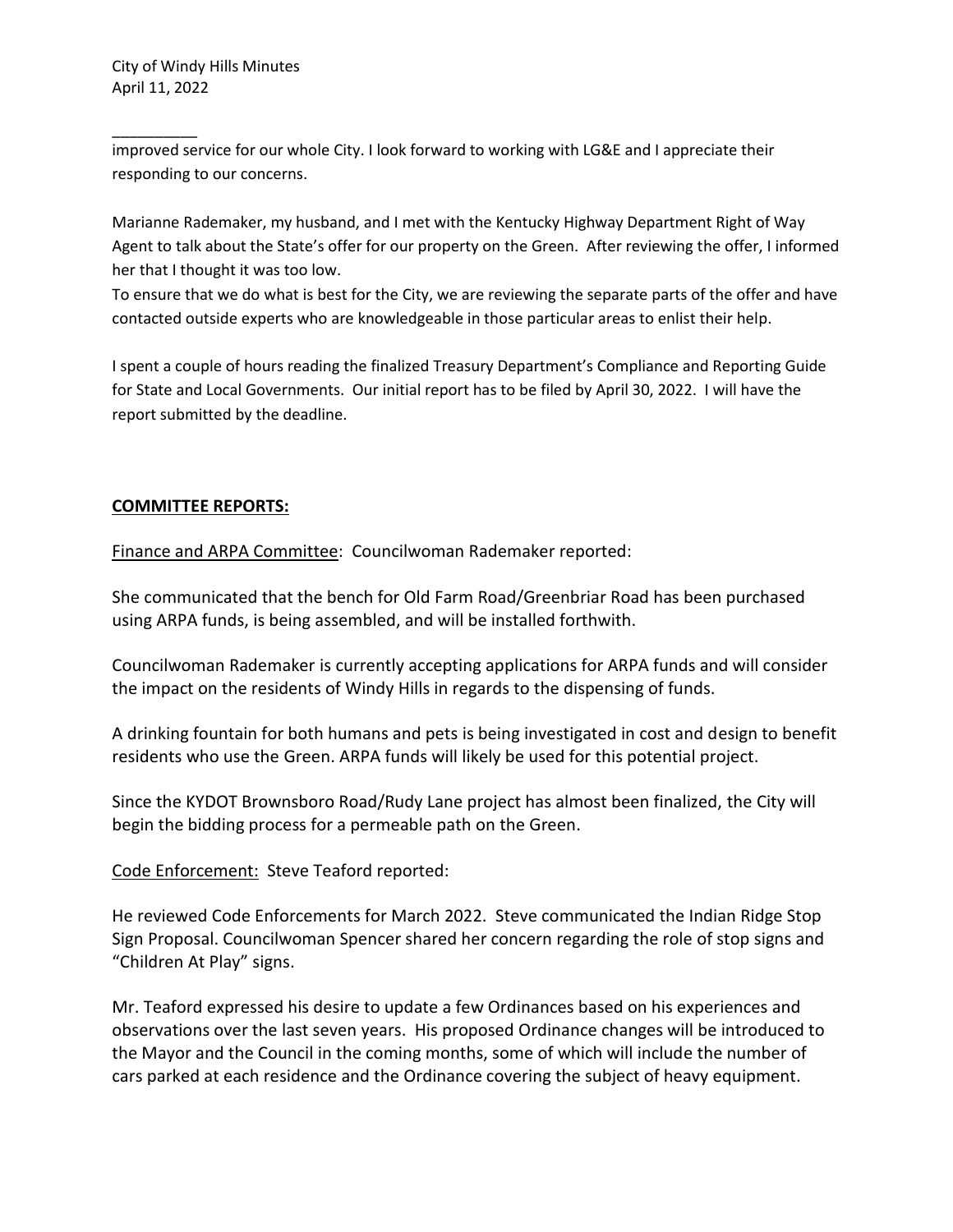improved service for our whole City. I look forward to working with LG&E and I appreciate their responding to our concerns.

Marianne Rademaker, my husband, and I met with the Kentucky Highway Department Right of Way Agent to talk about the State's offer for our property on the Green. After reviewing the offer, I informed her that I thought it was too low.
To ensure that we do what is best for the City, we are reviewing the separate parts of the offer and have contacted outside experts who are knowledgeable in those particular areas to enlist their help.

I spent a couple of hours reading the finalized Treasury Department's Compliance and Reporting Guide for State and Local Governments. Our initial report has to be filed by April 30, 2022. I will have the report submitted by the deadline.

**COMMITTEE REPORTS:**

Finance and ARPA Committee: Councilwoman Rademaker reported:

She communicated that the bench for Old Farm Road/Greenbriar Road has been purchased using ARPA funds, is being assembled, and will be installed forthwith.

Councilwoman Rademaker is currently accepting applications for ARPA funds and will consider the impact on the residents of Windy Hills in regards to the dispensing of funds.

A drinking fountain for both humans and pets is being investigated in cost and design to benefit residents who use the Green. ARPA funds will likely be used for this potential project.

Since the KYDOT Brownsboro Road/Rudy Lane project has almost been finalized, the City will begin the bidding process for a permeable path on the Green.

Code Enforcement: Steve Teaford reported:

He reviewed Code Enforcements for March 2022. Steve communicated the Indian Ridge Stop Sign Proposal. Councilwoman Spencer shared her concern regarding the role of stop signs and "Children At Play" signs.

Mr. Teaford expressed his desire to update a few Ordinances based on his experiences and observations over the last seven years. His proposed Ordinance changes will be introduced to the Mayor and the Council in the coming months, some of which will include the number of cars parked at each residence and the Ordinance covering the subject of heavy equipment.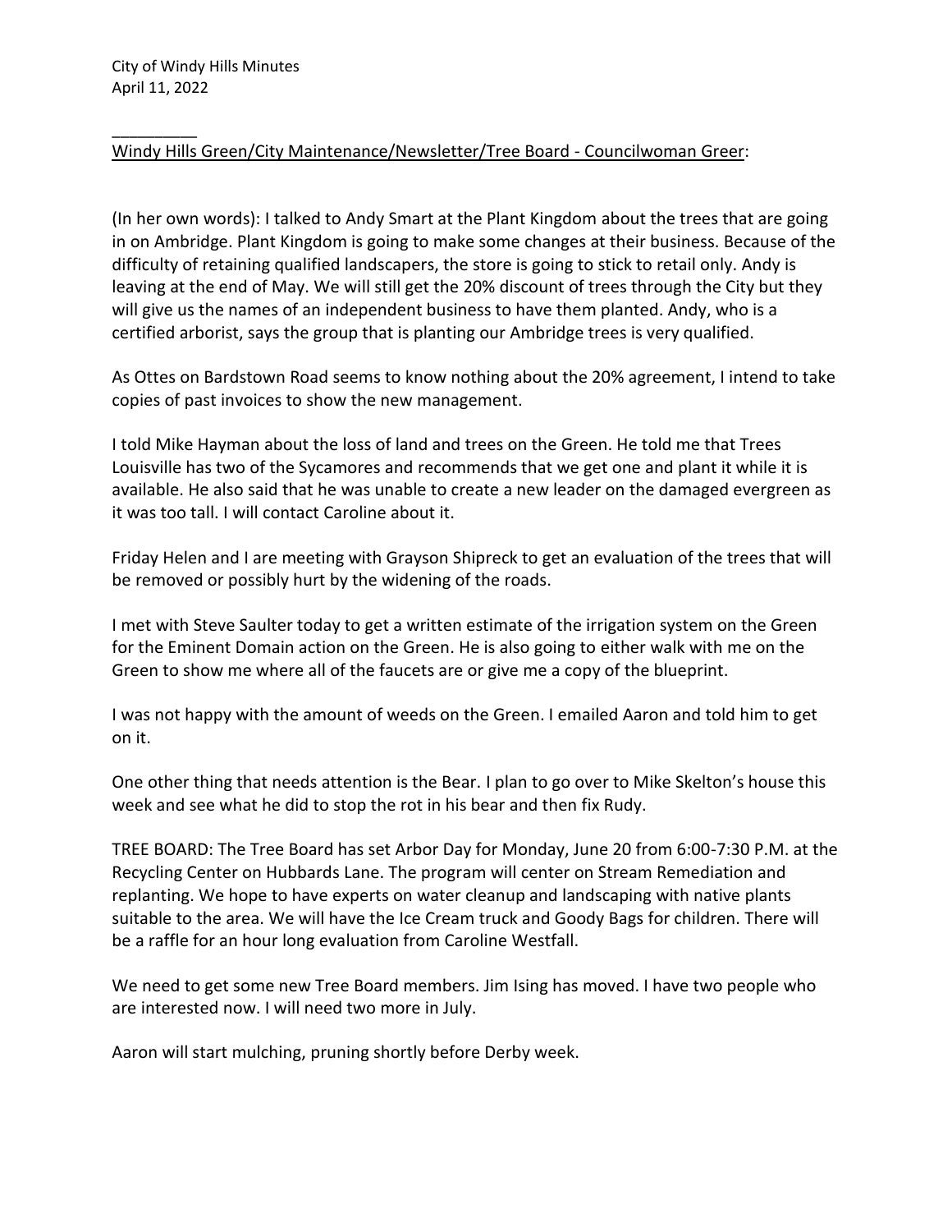_________
Windy Hills Green/City Maintenance/Newsletter/Tree Board - Councilwoman Greer:

(In her own words): I talked to Andy Smart at the Plant Kingdom about the trees that are going in on Ambridge. Plant Kingdom is going to make some changes at their business. Because of the difficulty of retaining qualified landscapers, the store is going to stick to retail only. Andy is leaving at the end of May. We will still get the 20% discount of trees through the City but they will give us the names of an independent business to have them planted. Andy, who is a certified arborist, says the group that is planting our Ambridge trees is very qualified.

As Ottes on Bardstown Road seems to know nothing about the 20% agreement, I intend to take copies of past invoices to show the new management.

I told Mike Hayman about the loss of land and trees on the Green. He told me that Trees Louisville has two of the Sycamores and recommends that we get one and plant it while it is available. He also said that he was unable to create a new leader on the damaged evergreen as it was too tall. I will contact Caroline about it.

Friday Helen and I are meeting with Grayson Shipreck to get an evaluation of the trees that will be removed or possibly hurt by the widening of the roads.

I met with Steve Saulter today to get a written estimate of the irrigation system on the Green for the Eminent Domain action on the Green. He is also going to either walk with me on the Green to show me where all of the faucets are or give me a copy of the blueprint.

I was not happy with the amount of weeds on the Green. I emailed Aaron and told him to get on it.

One other thing that needs attention is the Bear. I plan to go over to Mike Skelton's house this week and see what he did to stop the rot in his bear and then fix Rudy.

TREE BOARD: The Tree Board has set Arbor Day for Monday, June 20 from 6:00-7:30 P.M. at the Recycling Center on Hubbards Lane. The program will center on Stream Remediation and replanting. We hope to have experts on water cleanup and landscaping with native plants suitable to the area. We will have the Ice Cream truck and Goody Bags for children. There will be a raffle for an hour long evaluation from Caroline Westfall.

We need to get some new Tree Board members. Jim Ising has moved. I have two people who are interested now. I will need two more in July.

Aaron will start mulching, pruning shortly before Derby week.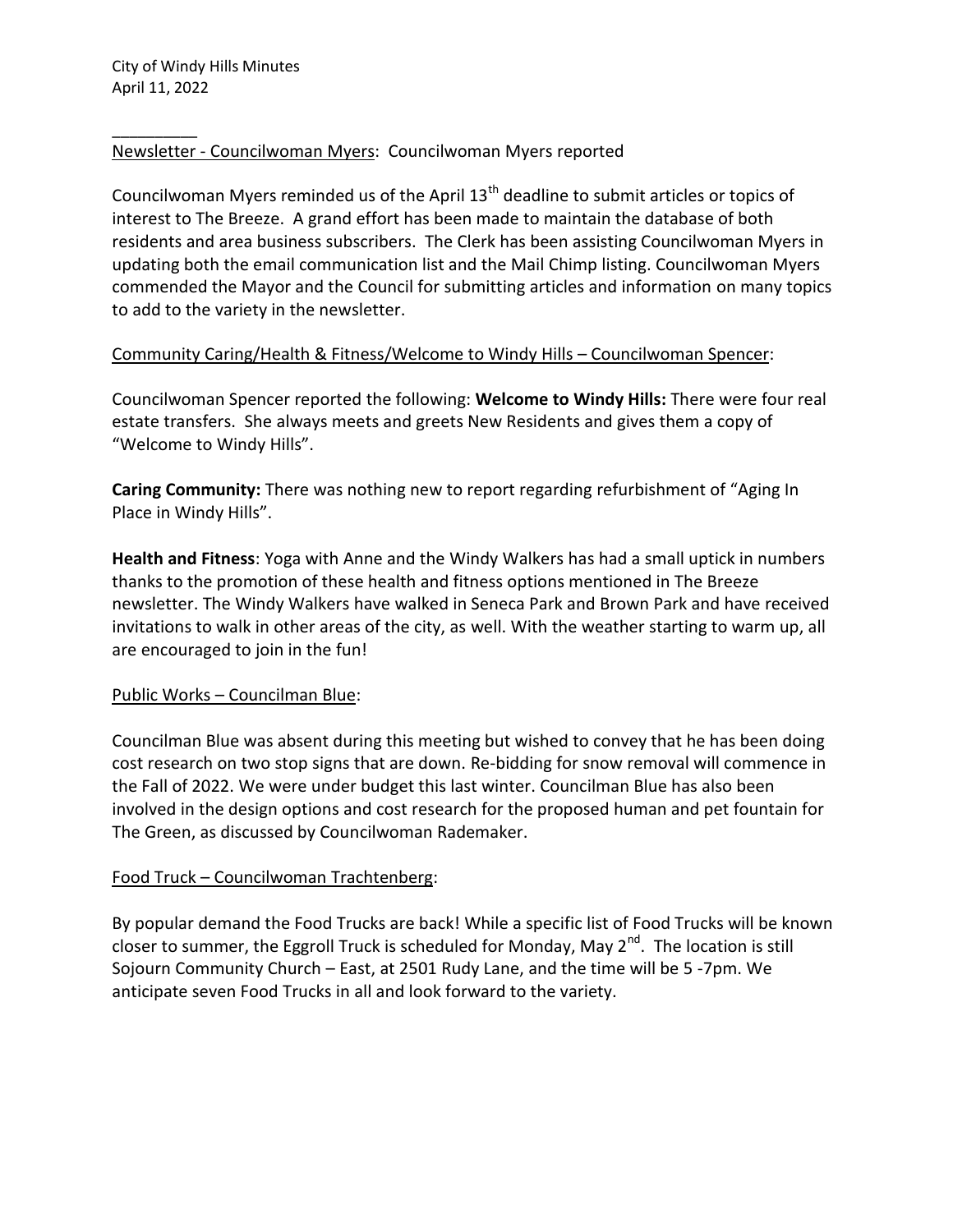_________

Newsletter - Councilwoman Myers: Councilwoman Myers reported

Councilwoman Myers reminded us of the April 13th deadline to submit articles or topics of interest to The Breeze. A grand effort has been made to maintain the database of both residents and area business subscribers. The Clerk has been assisting Councilwoman Myers in updating both the email communication list and the Mail Chimp listing. Councilwoman Myers commended the Mayor and the Council for submitting articles and information on many topics to add to the variety in the newsletter.

Community Caring/Health & Fitness/Welcome to Windy Hills – Councilwoman Spencer:

Councilwoman Spencer reported the following: **Welcome to Windy Hills:** There were four real estate transfers. She always meets and greets New Residents and gives them a copy of "Welcome to Windy Hills".

**Caring Community:** There was nothing new to report regarding refurbishment of "Aging In Place in Windy Hills".

**Health and Fitness**: Yoga with Anne and the Windy Walkers has had a small uptick in numbers thanks to the promotion of these health and fitness options mentioned in The Breeze newsletter. The Windy Walkers have walked in Seneca Park and Brown Park and have received invitations to walk in other areas of the city, as well. With the weather starting to warm up, all are encouraged to join in the fun!

Public Works – Councilman Blue:

Councilman Blue was absent during this meeting but wished to convey that he has been doing cost research on two stop signs that are down. Re-bidding for snow removal will commence in the Fall of 2022. We were under budget this last winter. Councilman Blue has also been involved in the design options and cost research for the proposed human and pet fountain for The Green, as discussed by Councilwoman Rademaker.

Food Truck – Councilwoman Trachtenberg:

By popular demand the Food Trucks are back! While a specific list of Food Trucks will be known closer to summer, the Eggroll Truck is scheduled for Monday, May 2nd. The location is still Sojourn Community Church – East, at 2501 Rudy Lane, and the time will be 5 -7pm. We anticipate seven Food Trucks in all and look forward to the variety.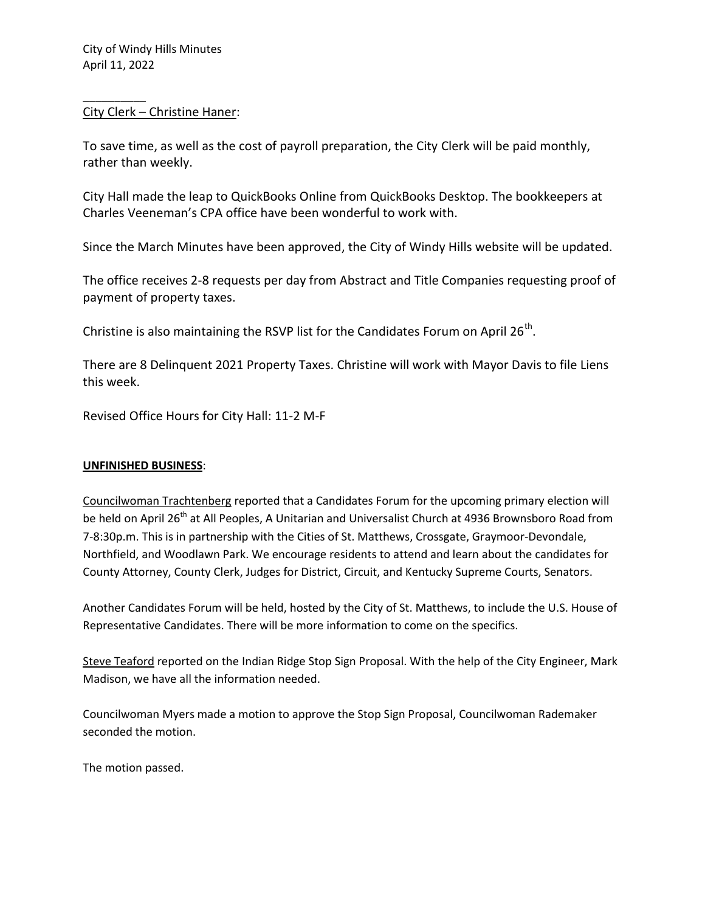_________

City Clerk – Christine Haner:

To save time, as well as the cost of payroll preparation, the City Clerk will be paid monthly, rather than weekly.

City Hall made the leap to QuickBooks Online from QuickBooks Desktop. The bookkeepers at Charles Veeneman's CPA office have been wonderful to work with.

Since the March Minutes have been approved, the City of Windy Hills website will be updated.

The office receives 2-8 requests per day from Abstract and Title Companies requesting proof of payment of property taxes.

Christine is also maintaining the RSVP list for the Candidates Forum on April 26th.

There are 8 Delinquent 2021 Property Taxes. Christine will work with Mayor Davis to file Liens this week.

Revised Office Hours for City Hall: 11-2 M-F

**UNFINISHED BUSINESS**:

Councilwoman Trachtenberg reported that a Candidates Forum for the upcoming primary election will be held on April 26th at All Peoples, A Unitarian and Universalist Church at 4936 Brownsboro Road from 7-8:30p.m. This is in partnership with the Cities of St. Matthews, Crossgate, Graymoor-Devondale, Northfield, and Woodlawn Park. We encourage residents to attend and learn about the candidates for County Attorney, County Clerk, Judges for District, Circuit, and Kentucky Supreme Courts, Senators.

Another Candidates Forum will be held, hosted by the City of St. Matthews, to include the U.S. House of Representative Candidates. There will be more information to come on the specifics.

Steve Teaford reported on the Indian Ridge Stop Sign Proposal. With the help of the City Engineer, Mark Madison, we have all the information needed.

Councilwoman Myers made a motion to approve the Stop Sign Proposal, Councilwoman Rademaker seconded the motion.

The motion passed.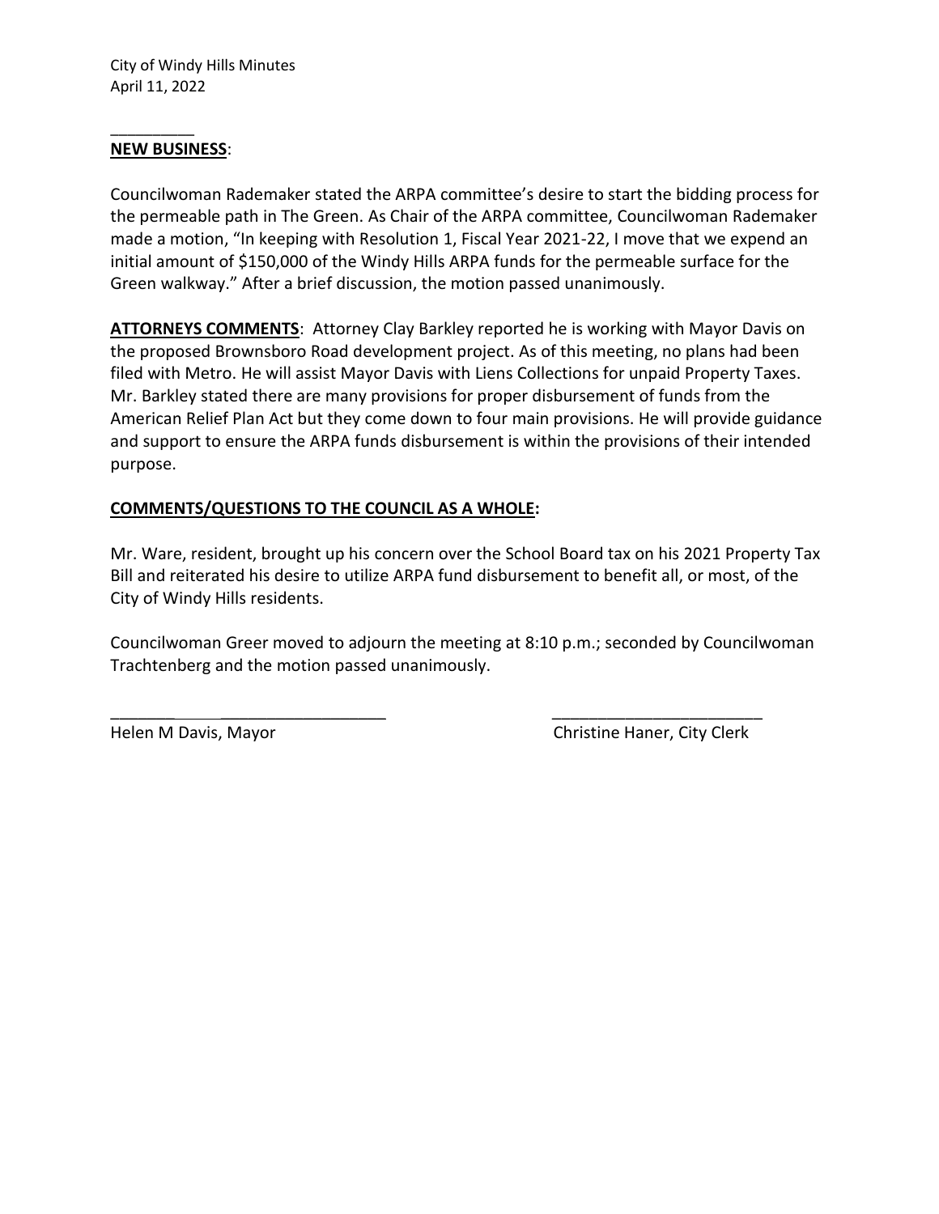## NEW BUSINESS:

Councilwoman Rademaker stated the ARPA committee's desire to start the bidding process for the permeable path in The Green. As Chair of the ARPA committee, Councilwoman Rademaker made a motion, "In keeping with Resolution 1, Fiscal Year 2021-22, I move that we expend an initial amount of $150,000 of the Windy Hills ARPA funds for the permeable surface for the Green walkway." After a brief discussion, the motion passed unanimously.

**ATTORNEYS COMMENTS**: Attorney Clay Barkley reported he is working with Mayor Davis on the proposed Brownsboro Road development project. As of this meeting, no plans had been filed with Metro. He will assist Mayor Davis with Liens Collections for unpaid Property Taxes. Mr. Barkley stated there are many provisions for proper disbursement of funds from the American Relief Plan Act but they come down to four main provisions. He will provide guidance and support to ensure the ARPA funds disbursement is within the provisions of their intended purpose.

## COMMENTS/QUESTIONS TO THE COUNCIL AS A WHOLE:

Mr. Ware, resident, brought up his concern over the School Board tax on his 2021 Property Tax Bill and reiterated his desire to utilize ARPA fund disbursement to benefit all, or most, of the City of Windy Hills residents.

Councilwoman Greer moved to adjourn the meeting at 8:10 p.m.; seconded by Councilwoman Trachtenberg and the motion passed unanimously.

______________________________ ________________________

Helen M Davis, Mayor Christine Haner, City Clerk